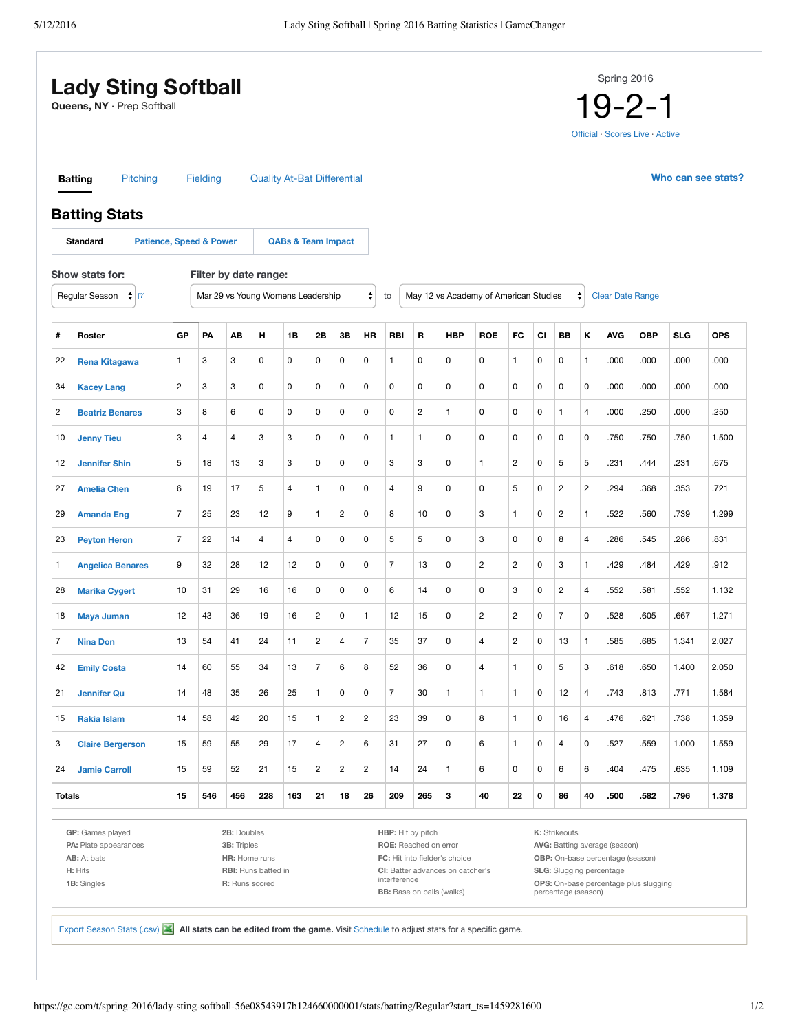# Lady Sting Softball

**Queens, NY** · Prep Softball

Spring 2016

# 19-2-1

Official · Scores Live · Active

**Batting** | Pitching | Fielding | Quality At-Bat Differential | **Who can see stats?**

## Batting Stats

**Standard** | Patience, Speed & Power | QABs & Team Impact

Show stats for: Regular Season [?]

Filter by date range: Mar 29 vs Young Womens Leadership to May 12 vs Academy of American Studies | Clear Date Range

| # | Roster | GP | PA | AB | H | 1B | 2B | 3B | HR | RBI | R | HBP | ROE | FC | CI | BB | K | AVG | OBP | SLG | OPS |
|---|---|---|---|---|---|---|---|---|---|---|---|---|---|---|---|---|---|---|---|---|---|
| 22 | Rena Kitagawa | 1 | 3 | 3 | 0 | 0 | 0 | 0 | 0 | 1 | 0 | 0 | 0 | 1 | 0 | 0 | 1 | .000 | .000 | .000 | .000 |
| 34 | Kacey Lang | 2 | 3 | 3 | 0 | 0 | 0 | 0 | 0 | 0 | 0 | 0 | 0 | 0 | 0 | 0 | 0 | .000 | .000 | .000 | .000 |
| 2 | Beatriz Benares | 3 | 8 | 6 | 0 | 0 | 0 | 0 | 0 | 0 | 2 | 1 | 0 | 0 | 0 | 1 | 4 | .000 | .250 | .000 | .250 |
| 10 | Jenny Tieu | 3 | 4 | 4 | 3 | 3 | 0 | 0 | 0 | 1 | 1 | 0 | 0 | 0 | 0 | 0 | 0 | .750 | .750 | .750 | 1.500 |
| 12 | Jennifer Shin | 5 | 18 | 13 | 3 | 3 | 0 | 0 | 0 | 3 | 3 | 0 | 1 | 2 | 0 | 5 | 5 | .231 | .444 | .231 | .675 |
| 27 | Amelia Chen | 6 | 19 | 17 | 5 | 4 | 1 | 0 | 0 | 4 | 9 | 0 | 0 | 5 | 0 | 2 | 2 | .294 | .368 | .353 | .721 |
| 29 | Amanda Eng | 7 | 25 | 23 | 12 | 9 | 1 | 2 | 0 | 8 | 10 | 0 | 3 | 1 | 0 | 2 | 1 | .522 | .560 | .739 | 1.299 |
| 23 | Peyton Heron | 7 | 22 | 14 | 4 | 4 | 0 | 0 | 0 | 5 | 5 | 0 | 3 | 0 | 0 | 8 | 4 | .286 | .545 | .286 | .831 |
| 1 | Angelica Benares | 9 | 32 | 28 | 12 | 12 | 0 | 0 | 0 | 7 | 13 | 0 | 2 | 2 | 0 | 3 | 1 | .429 | .484 | .429 | .912 |
| 28 | Marika Cygert | 10 | 31 | 29 | 16 | 16 | 0 | 0 | 0 | 6 | 14 | 0 | 0 | 3 | 0 | 2 | 4 | .552 | .581 | .552 | 1.132 |
| 18 | Maya Juman | 12 | 43 | 36 | 19 | 16 | 2 | 0 | 1 | 12 | 15 | 0 | 2 | 2 | 0 | 7 | 0 | .528 | .605 | .667 | 1.271 |
| 7 | Nina Don | 13 | 54 | 41 | 24 | 11 | 2 | 4 | 7 | 35 | 37 | 0 | 4 | 2 | 0 | 13 | 1 | .585 | .685 | 1.341 | 2.027 |
| 42 | Emily Costa | 14 | 60 | 55 | 34 | 13 | 7 | 6 | 8 | 52 | 36 | 0 | 4 | 1 | 0 | 5 | 3 | .618 | .650 | 1.400 | 2.050 |
| 21 | Jennifer Qu | 14 | 48 | 35 | 26 | 25 | 1 | 0 | 0 | 7 | 30 | 1 | 1 | 1 | 0 | 12 | 4 | .743 | .813 | .771 | 1.584 |
| 15 | Rakia Islam | 14 | 58 | 42 | 20 | 15 | 1 | 2 | 2 | 23 | 39 | 0 | 8 | 1 | 0 | 16 | 4 | .476 | .621 | .738 | 1.359 |
| 3 | Claire Bergerson | 15 | 59 | 55 | 29 | 17 | 4 | 2 | 6 | 31 | 27 | 0 | 6 | 1 | 0 | 4 | 0 | .527 | .559 | 1.000 | 1.559 |
| 24 | Jamie Carroll | 15 | 59 | 52 | 21 | 15 | 2 | 2 | 2 | 14 | 24 | 1 | 6 | 0 | 0 | 6 | 6 | .404 | .475 | .635 | 1.109 |
| **Totals** | | **15** | **546** | **456** | **228** | **163** | **21** | **18** | **26** | **209** | **265** | **3** | **40** | **22** | **0** | **86** | **40** | **.500** | **.582** | **.796** | **1.378** |

**GP:** Games played
**PA:** Plate appearances
**AB:** At bats
**H:** Hits
**1B:** Singles
**2B:** Doubles
**3B:** Triples
**HR:** Home runs
**RBI:** Runs batted in
**R:** Runs scored
**HBP:** Hit by pitch
**ROE:** Reached on error
**FC:** Hit into fielder's choice
**CI:** Batter advances on catcher's interference
**BB:** Base on balls (walks)
**K:** Strikeouts
**AVG:** Batting average (season)
**OBP:** On-base percentage (season)
**SLG:** Slugging percentage
**OPS:** On-base percentage plus slugging percentage (season)

Export Season Stats (.csv) **All stats can be edited from the game.** Visit Schedule to adjust stats for a specific game.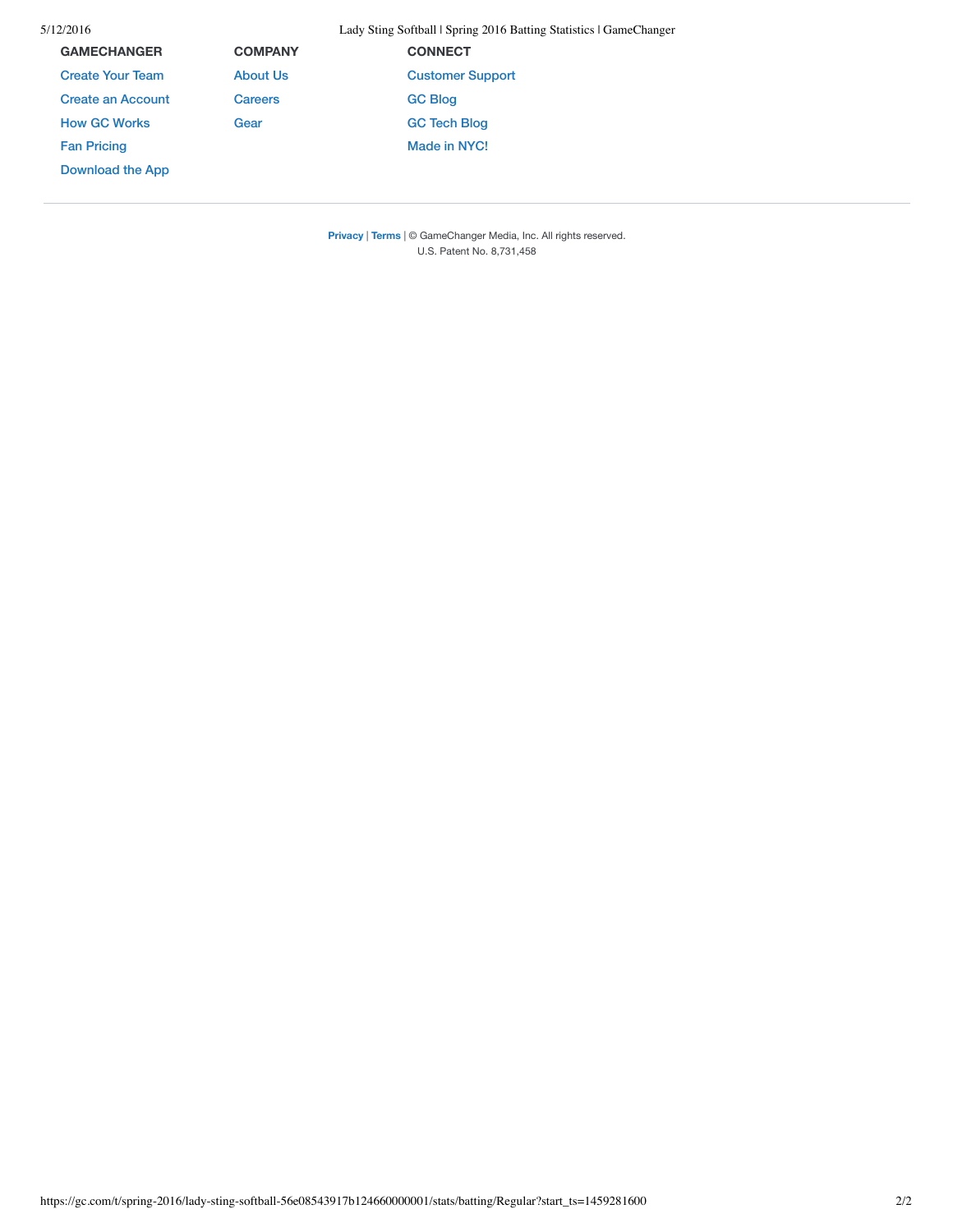**GAMECHANGER**

- Create Your Team
- Create an Account
- How GC Works
- Fan Pricing
- Download the App

**COMPANY**

- About Us
- Careers
- Gear

**CONNECT**

- Customer Support
- GC Blog
- GC Tech Blog
- Made in NYC!

---

**Privacy** | **Terms** | © GameChanger Media, Inc. All rights reserved.
U.S. Patent No. 8,731,458